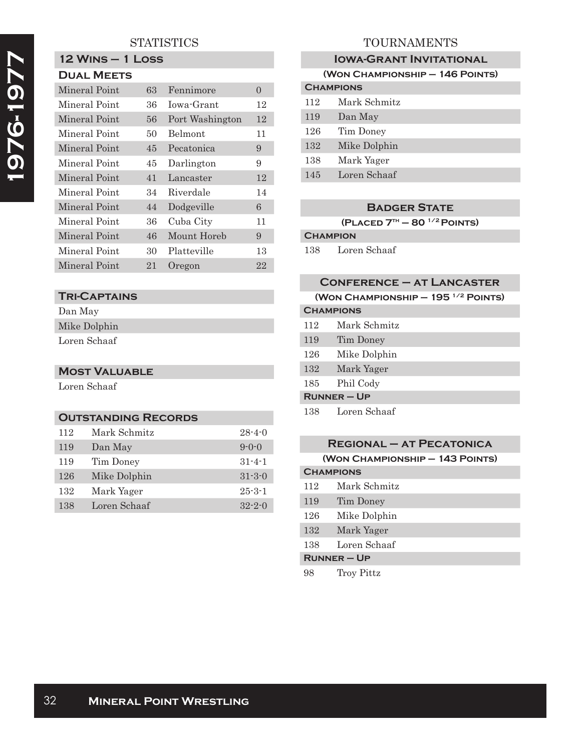# 1976-1977

## STATISTICS

### 12 Wins – 1 Loss

#### Dual Meets

| | | | |
|---|---|---|---|
| Mineral Point | 63 | Fennimore | 0 |
| Mineral Point | 36 | Iowa-Grant | 12 |
| Mineral Point | 56 | Port Washington | 12 |
| Mineral Point | 50 | Belmont | 11 |
| Mineral Point | 45 | Pecatonica | 9 |
| Mineral Point | 45 | Darlington | 9 |
| Mineral Point | 41 | Lancaster | 12 |
| Mineral Point | 34 | Riverdale | 14 |
| Mineral Point | 44 | Dodgeville | 6 |
| Mineral Point | 36 | Cuba City | 11 |
| Mineral Point | 46 | Mount Horeb | 9 |
| Mineral Point | 30 | Platteville | 13 |
| Mineral Point | 21 | Oregon | 22 |

### Tri-Captains

Dan May
Mike Dolphin
Loren Schaaf

### Most Valuable

Loren Schaaf

### Outstanding Records

| | | |
|---|---|---|
| 112 | Mark Schmitz | 28-4-0 |
| 119 | Dan May | 9-0-0 |
| 119 | Tim Doney | 31-4-1 |
| 126 | Mike Dolphin | 31-3-0 |
| 132 | Mark Yager | 25-3-1 |
| 138 | Loren Schaaf | 32-2-0 |

## TOURNAMENTS

### Iowa-Grant Invitational

(Won Championship – 146 Points)

**Champions**

| | |
|---|---|
| 112 | Mark Schmitz |
| 119 | Dan May |
| 126 | Tim Doney |
| 132 | Mike Dolphin |
| 138 | Mark Yager |
| 145 | Loren Schaaf |

### Badger State

(Placed 7th – 80 ½ Points)

**Champion**

| | |
|---|---|
| 138 | Loren Schaaf |

### Conference – at Lancaster

(Won Championship – 195 ½ Points)

**Champions**

| | |
|---|---|
| 112 | Mark Schmitz |
| 119 | Tim Doney |
| 126 | Mike Dolphin |
| 132 | Mark Yager |
| 185 | Phil Cody |

**Runner – Up**

| | |
|---|---|
| 138 | Loren Schaaf |

### Regional – at Pecatonica

(Won Championship – 143 Points)

**Champions**

| | |
|---|---|
| 112 | Mark Schmitz |
| 119 | Tim Doney |
| 126 | Mike Dolphin |
| 132 | Mark Yager |
| 138 | Loren Schaaf |

**Runner – Up**

| | |
|---|---|
| 98 | Troy Pittz |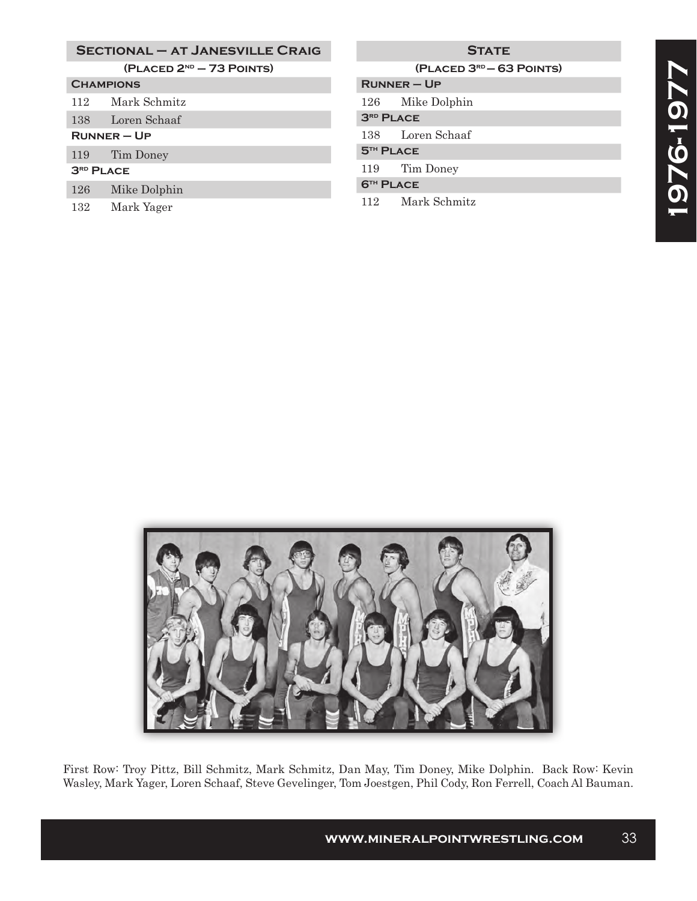## Sectional – at Janesville Craig

**(Placed 2nd – 73 Points)**

| | |
|---|---|
| **Champions** | |
| 112 | Mark Schmitz |
| 138 | Loren Schaaf |
| **Runner – Up** | |
| 119 | Tim Doney |
| **3rd Place** | |
| 126 | Mike Dolphin |
| 132 | Mark Yager |

## State

**(Placed 3rd – 63 Points)**

| | |
|---|---|
| **Runner – Up** | |
| 126 | Mike Dolphin |
| **3rd Place** | |
| 138 | Loren Schaaf |
| **5th Place** | |
| 119 | Tim Doney |
| **6th Place** | |
| 112 | Mark Schmitz |

First Row: Troy Pittz, Bill Schmitz, Mark Schmitz, Dan May, Tim Doney, Mike Dolphin. Back Row: Kevin Wasley, Mark Yager, Loren Schaaf, Steve Gevelinger, Tom Joestgen, Phil Cody, Ron Ferrell, Coach Al Bauman.